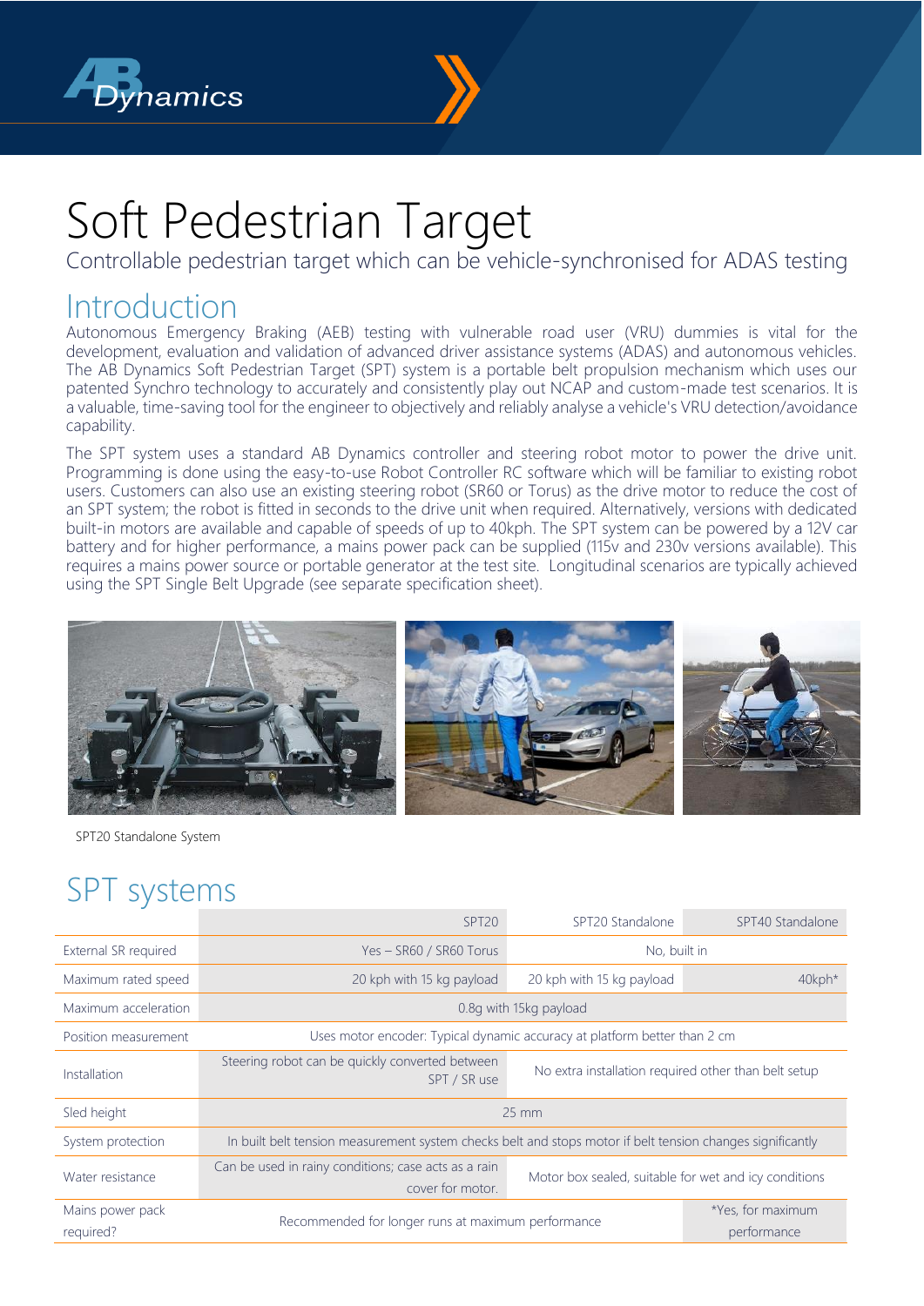# Soft Pedestrian Target

Controllable pedestrian target which can be vehicle-synchronised for ADAS testing

## Introduction

Autonomous Emergency Braking (AEB) testing with vulnerable road user (VRU) dummies is vital for the development, evaluation and validation of advanced driver assistance systems (ADAS) and autonomous vehicles. The AB Dynamics Soft Pedestrian Target (SPT) system is a portable belt propulsion mechanism which uses our patented Synchro technology to accurately and consistently play out NCAP and custom-made test scenarios. It is a valuable, time-saving tool for the engineer to objectively and reliably analyse a vehicle's VRU detection/avoidance capability.

The SPT system uses a standard AB Dynamics controller and steering robot motor to power the drive unit. Programming is done using the easy-to-use Robot Controller RC software which will be familiar to existing robot users. Customers can also use an existing steering robot (SR60 or Torus) as the drive motor to reduce the cost of an SPT system; the robot is fitted in seconds to the drive unit when required. Alternatively, versions with dedicated built-in motors are available and capable of speeds of up to 40kph. The SPT system can be powered by a 12V car battery and for higher performance, a mains power pack can be supplied (115v and 230v versions available). This requires a mains power source or portable generator at the test site. Longitudinal scenarios are typically achieved using the SPT Single Belt Upgrade (see separate specification sheet).

SPT20 Standalone System

## SPT systems

| | SPT20 | SPT20 Standalone | SPT40 Standalone |
|---|---|---|---|
| External SR required | Yes – SR60 / SR60 Torus | No, built in | |
| Maximum rated speed | 20 kph with 15 kg payload | 20 kph with 15 kg payload | 40kph* |
| Maximum acceleration | 0.8g with 15kg payload | | |
| Position measurement | Uses motor encoder: Typical dynamic accuracy at platform better than 2 cm | | |
| Installation | Steering robot can be quickly converted between SPT / SR use | No extra installation required other than belt setup | |
| Sled height | 25 mm | | |
| System protection | In built belt tension measurement system checks belt and stops motor if belt tension changes significantly | | |
| Water resistance | Can be used in rainy conditions; case acts as a rain cover for motor. | Motor box sealed, suitable for wet and icy conditions | |
| Mains power pack required? | Recommended for longer runs at maximum performance | | *Yes, for maximum performance |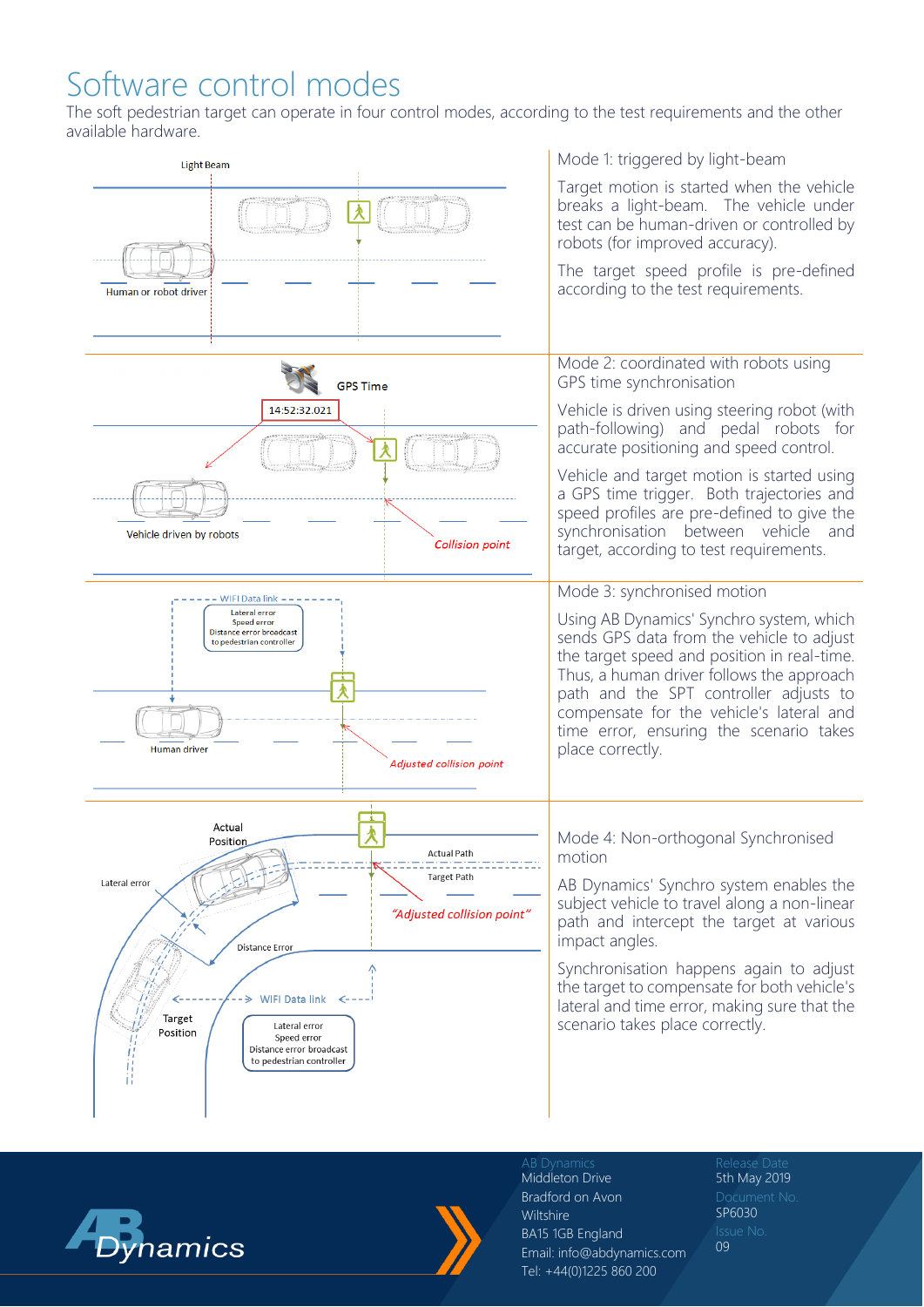# Software control modes

The soft pedestrian target can operate in four control modes, according to the test requirements and the other available hardware.

Light Beam

Human or robot driver

## Mode 1: triggered by light-beam

Target motion is started when the vehicle breaks a light-beam. The vehicle under test can be human-driven or controlled by robots (for improved accuracy).

The target speed profile is pre-defined according to the test requirements.

GPS Time

14:52:32.021

Vehicle driven by robots

Collision point

## Mode 2: coordinated with robots using GPS time synchronisation

Vehicle is driven using steering robot (with path-following) and pedal robots for accurate positioning and speed control.

Vehicle and target motion is started using a GPS time trigger. Both trajectories and speed profiles are pre-defined to give the synchronisation between vehicle and target, according to test requirements.

WIFI Data link

Lateral error
Speed error
Distance error broadcast to pedestrian controller

Human driver

Adjusted collision point

## Mode 3: synchronised motion

Using AB Dynamics' Synchro system, which sends GPS data from the vehicle to adjust the target speed and position in real-time. Thus, a human driver follows the approach path and the SPT controller adjusts to compensate for the vehicle's lateral and time error, ensuring the scenario takes place correctly.

Actual Position

Lateral error

Actual Path

Target Path

"Adjusted collision point"

Distance Error

WIFI Data link

Target Position

Lateral error
Speed error
Distance error broadcast to pedestrian controller

## Mode 4: Non-orthogonal Synchronised motion

AB Dynamics' Synchro system enables the subject vehicle to travel along a non-linear path and intercept the target at various impact angles.

Synchronisation happens again to adjust the target to compensate for both vehicle's lateral and time error, making sure that the scenario takes place correctly.

AB Dynamics
Middleton Drive
Bradford on Avon
Wiltshire
BA15 1GB England
Email: info@abdynamics.com
Tel: +44(0)1225 860 200

Release Date
5th May 2019
Document No.
SP6030
Issue No.
09